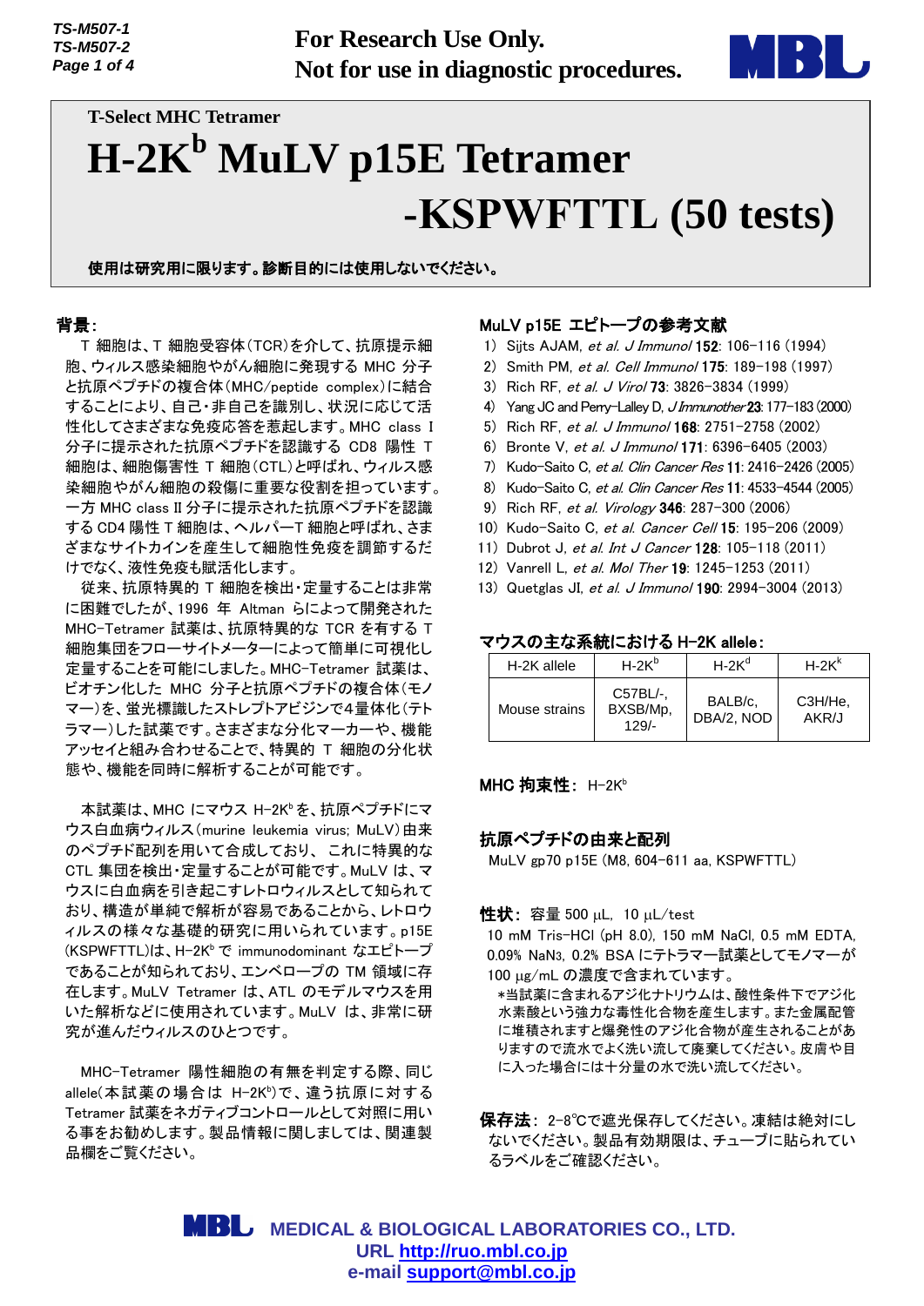T-Select MHC Tetramer

# H-2K$^b$ MuLV p15E Tetramer -KSPWFTTL (50 tests)

For Research Use Only.
Not for use in diagnostic procedures.

**使用は研究用に限ります。診断目的には使用しないでください。**

## 背景:

T 細胞は、T 細胞受容体(TCR)を介して、抗原提示細胞、ウィルス感染細胞やがん細胞に発現する MHC 分子と抗原ペプチドの複合体(MHC/peptide complex)に結合することにより、自己・非自己を識別し、状況に応じて活性化してさまざまな免疫応答を惹起します。MHC class I 分子に提示された抗原ペプチドを認識する CD8 陽性 T 細胞は、細胞傷害性 T 細胞(CTL)と呼ばれ、ウィルス感染細胞やがん細胞の殺傷に重要な役割を担っています。一方 MHC class II 分子に提示された抗原ペプチドを認識する CD4 陽性 T 細胞は、ヘルパーT 細胞と呼ばれ、さまざまなサイトカインを産生して細胞性免疫を調節するだけでなく、液性免疫も賦活化します。

従来、抗原特異的 T 細胞を検出・定量することは非常に困難でしたが、1996 年 Altman らによって開発された MHC-Tetramer 試薬は、抗原特異的な TCR を有する T 細胞集団をフローサイトメーターによって簡単に可視化し定量することを可能にしました。MHC-Tetramer 試薬は、ビオチン化した MHC 分子と抗原ペプチドの複合体(モノマー)を、蛍光標識したストレプトアビジンで4量体化(テトラマー)した試薬です。さまざまな分化マーカーや、機能アッセイと組み合わせることで、特異的 T 細胞の分化状態や、機能を同時に解析することが可能です。

本試薬は、MHC にマウス H-2K$^b$ を、抗原ペプチドにマウス白血病ウィルス(murine leukemia virus; MuLV)由来のペプチド配列を用いて合成しており、これに特異的な CTL 集団を検出・定量することが可能です。MuLV は、マウスに白血病を引き起こすレトロウィルスとして知られており、構造が単純で解析が容易であることから、レトロウィルスの様々な基礎的研究に用いられています。p15E (KSPWFTTL)は、H-2K$^b$ で immunodominant なエピトープであることが知られており、エンベロープの TM 領域に存在します。MuLV Tetramer は、ATL のモデルマウスを用いた解析などに使用されています。MuLV は、非常に研究が進んだウィルスのひとつです。

MHC-Tetramer 陽性細胞の有無を判定する際、同じ allele(本試薬の場合は H-2K$^b$)で、違う抗原に対する Tetramer 試薬をネガティブコントロールとして対照に用いる事をお勧めします。製品情報に関しましては、関連製品欄をご覧ください。

## MuLV p15E エピトープの参考文献

1) Sijts AJAM, *et al. J Immunol* **152**: 106-116 (1994)
2) Smith PM, *et al. Cell Immunol* **175**: 189-198 (1997)
3) Rich RF, *et al. J Virol* **73**: 3826-3834 (1999)
4) Yang JC and Perry-Lalley D, *J Immunother* **23**: 177-183 (2000)
5) Rich RF, *et al. J Immunol* **168**: 2751-2758 (2002)
6) Bronte V, *et al. J Immunol* **171**: 6396-6405 (2003)
7) Kudo-Saito C, *et al. Clin Cancer Res* **11**: 2416-2426 (2005)
8) Kudo-Saito C, *et al. Clin Cancer Res* **11**: 4533-4544 (2005)
9) Rich RF, *et al. Virology* **346**: 287-300 (2006)
10) Kudo-Saito C, *et al. Cancer Cell* **15**: 195-206 (2009)
11) Dubrot J, *et al. Int J Cancer* **128**: 105-118 (2011)
12) Vanrell L, *et al. Mol Ther* **19**: 1245-1253 (2011)
13) Quetglas JI, *et al. J Immunol* **190**: 2994-3004 (2013)

## マウスの主な系統における H-2K allele:

| H-2K allele | H-2K$^b$ | H-2K$^d$ | H-2K$^k$ |
|---|---|---|---|
| Mouse strains | C57BL/-, BXSB/Mp, 129/- | BALB/c, DBA/2, NOD | C3H/He, AKR/J |

**MHC 拘束性:** H-2K$^b$

## 抗原ペプチドの由来と配列

MuLV gp70 p15E (M8, 604-611 aa, KSPWFTTL)

**性状:** 容量 500 µL, 10 µL/test

10 mM Tris-HCl (pH 8.0), 150 mM NaCl, 0.5 mM EDTA, 0.09% $NaN_3$, 0.2% BSA にテトラマー試薬としてモノマーが 100 µg/mL の濃度で含まれています。

*当試薬に含まれるアジ化ナトリウムは、酸性条件下でアジ化水素酸という強力な毒性化合物を産生します。また金属配管に堆積されますと爆発性のアジ化合物が産生されることがありますので流水でよく洗い流して廃棄してください。皮膚や目に入った場合には十分量の水で洗い流してください。

**保存法:** 2-8℃で遮光保存してください。凍結は絶対にしないでください。製品有効期限は、チューブに貼られているラベルをご確認ください。

MEDICAL & BIOLOGICAL LABORATORIES CO., LTD.
URL http://ruo.mbl.co.jp
e-mail support@mbl.co.jp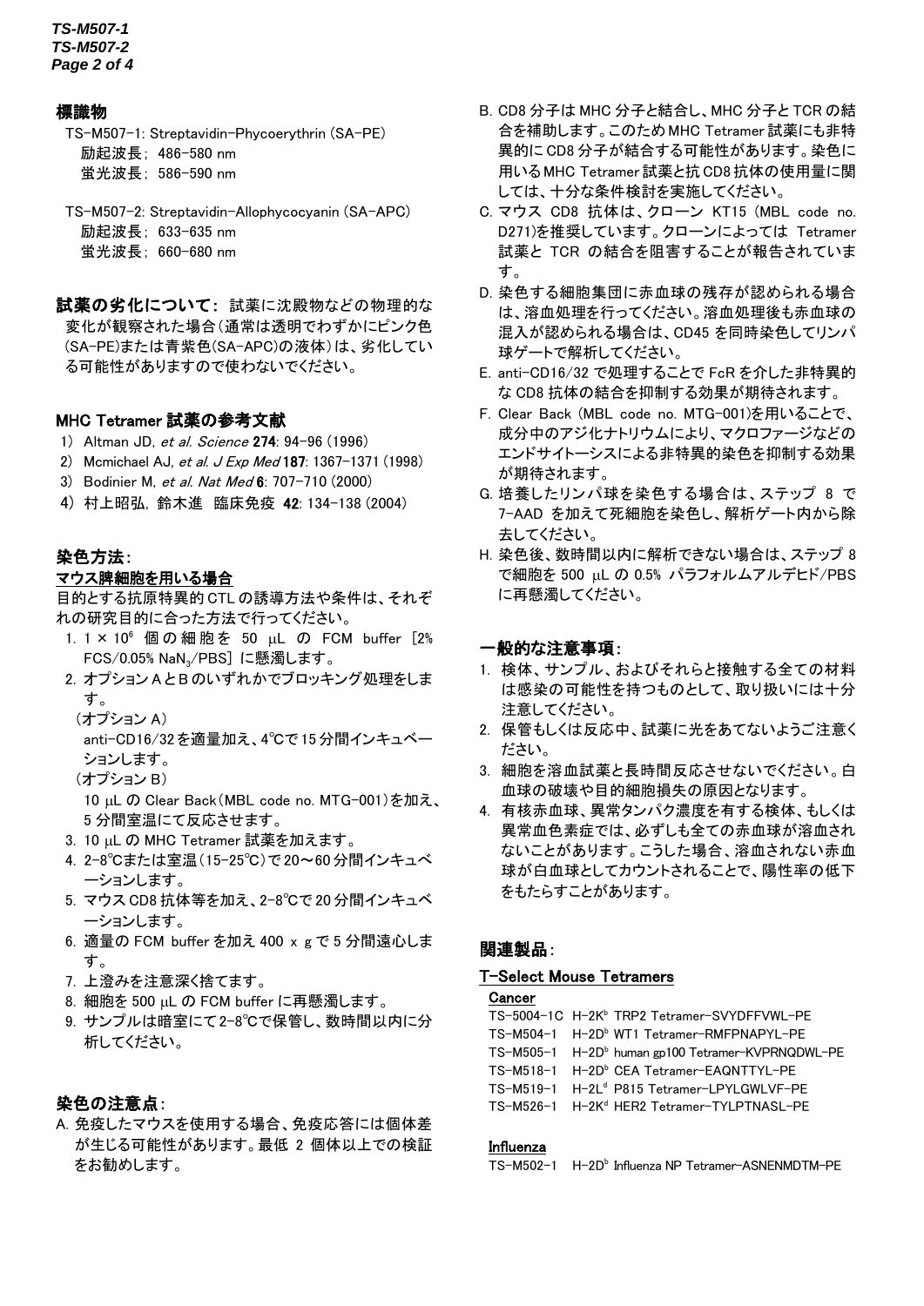## 標識物

TS-M507-1: Streptavidin-Phycoerythrin (SA-PE)
励起波長; 486-580 nm
蛍光波長; 586-590 nm

TS-M507-2: Streptavidin-Allophycocyanin (SA-APC)
励起波長; 633-635 nm
蛍光波長; 660-680 nm

**試薬の劣化について:** 試薬に沈殿物などの物理的な変化が観察された場合(通常は透明でわずかにピンク色(SA-PE)または青紫色(SA-APC)の液体)は、劣化している可能性がありますので使わないでください。

## MHC Tetramer 試薬の参考文献

1) Altman JD, *et al. Science* **274**: 94-96 (1996)
2) Mcmichael AJ, *et al. J Exp Med* **187**: 1367-1371 (1998)
3) Bodinier M, *et al. Nat Med* **6**: 707-710 (2000)
4) 村上昭弘, 鈴木進 臨床免疫 **42**: 134-138 (2004)

## 染色方法:

### マウス脾細胞を用いる場合

目的とする抗原特異的 CTL の誘導方法や条件は、それぞれの研究目的に合った方法で行ってください。

1. $1 \times 10^6$ 個の細胞を 50 µL の FCM buffer [2% FCS/0.05% $NaN_3$/PBS] に懸濁します。
2. オプション A と B のいずれかでブロッキング処理をします。
   (オプション A)
   anti-CD16/32 を適量加え、4℃で 15 分間インキュベーションします。
   (オプション B)
   10 µL の Clear Back (MBL code no. MTG-001)を加え、5 分間室温にて反応させます。
3. 10 µL の MHC Tetramer 試薬を加えます。
4. 2-8℃または室温(15-25℃)で 20～60 分間インキュベーションします。
5. マウス CD8 抗体等を加え、2-8℃で 20 分間インキュベーションします。
6. 適量の FCM buffer を加え 400 x g で 5 分間遠心します。
7. 上澄みを注意深く捨てます。
8. 細胞を 500 µL の FCM buffer に再懸濁します。
9. サンプルは暗室にて 2-8℃で保管し、数時間以内に分析してください。

## 染色の注意点:

A. 免疫したマウスを使用する場合、免疫応答には個体差が生じる可能性があります。最低 2 個体以上での検証をお勧めします。

B. CD8 分子は MHC 分子と結合し、MHC 分子と TCR の結合を補助します。このため MHC Tetramer 試薬にも非特異的に CD8 分子が結合する可能性があります。染色に用いる MHC Tetramer 試薬と抗 CD8 抗体の使用量に関しては、十分な条件検討を実施してください。

C. マウス CD8 抗体は、クローン KT15 (MBL code no. D271)を推奨しています。クローンによっては Tetramer 試薬と TCR の結合を阻害することが報告されています。

D. 染色する細胞集団に赤血球の残存が認められる場合は、溶血処理を行ってください。溶血処理後も赤血球の混入が認められる場合は、CD45 を同時染色してリンパ球ゲートで解析してください。

E. anti-CD16/32 で処理することで FcR を介した非特異的な CD8 抗体の結合を抑制する効果が期待されます。

F. Clear Back (MBL code no. MTG-001)を用いることで、成分中のアジ化ナトリウムにより、マクロファージなどのエンドサイトーシスによる非特異的染色を抑制する効果が期待されます。

G. 培養したリンパ球を染色する場合は、ステップ 8 で 7-AAD を加えて死細胞を染色し、解析ゲート内から除去してください。

H. 染色後、数時間以内に解析できない場合は、ステップ 8 で細胞を 500 µL の 0.5% パラフォルムアルデヒド/PBS に再懸濁してください。

## 一般的な注意事項:

1. 検体、サンプル、およびそれらと接触する全ての材料は感染の可能性を持つものとして、取り扱いには十分注意してください。
2. 保管もしくは反応中、試薬に光をあてないようご注意ください。
3. 細胞を溶血試薬と長時間反応させないでください。白血球の破壊や目的細胞損失の原因となります。
4. 有核赤血球、異常タンパク濃度を有する検体、もしくは異常血色素症では、必ずしも全ての赤血球が溶血されないことがあります。こうした場合、溶血されない赤血球が白血球としてカウントされることで、陽性率の低下をもたらすことがあります。

## 関連製品:

### T-Select Mouse Tetramers

**Cancer**

TS-5004-1C H-2K$^b$ TRP2 Tetramer-SVYDFFVWL-PE
TS-M504-1 H-2D$^b$ WT1 Tetramer-RMFPNAPYL-PE
TS-M505-1 H-2D$^b$ human gp100 Tetramer-KVPRNQDWL-PE
TS-M518-1 H-2D$^b$ CEA Tetramer-EAQNTTYL-PE
TS-M519-1 H-2L$^d$ P815 Tetramer-LPYLGWLVF-PE
TS-M526-1 H-2K$^d$ HER2 Tetramer-TYLPTNASL-PE

**Influenza**

TS-M502-1 H-2D$^b$ Influenza NP Tetramer-ASNENMDTM-PE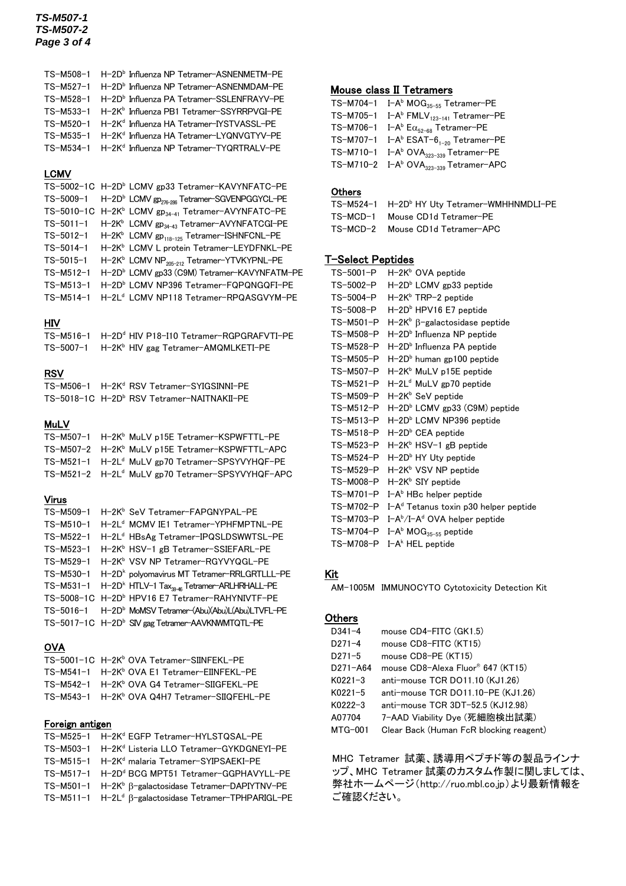TS-M508-1 H-2D$^b$ Influenza NP Tetramer-ASNENMETM-PE
TS-M527-1 H-2D$^b$ Influenza NP Tetramer-ASNENMDAM-PE
TS-M528-1 H-2D$^b$ Influenza PA Tetramer-SSLENFRAYV-PE
TS-M533-1 H-2K$^b$ Influenza PB1 Tetramer-SSYRRPVGI-PE
TS-M520-1 H-2K$^d$ Influenza HA Tetramer-IYSTVASSL-PE
TS-M535-1 H-2K$^d$ Influenza HA Tetramer-LYQNVGTYV-PE
TS-M534-1 H-2K$^d$ Influenza NP Tetramer-TYQRTRALV-PE

## LCMV

TS-5002-1C H-2D$^b$ LCMV gp33 Tetramer-KAVYNFATC-PE
TS-5009-1 H-2D$^b$ LCMV $gp_{276-286}$ Tetramer-SGVENPGGYCL-PE
TS-5010-1C H-2K$^b$ LCMV $gp_{34-41}$ Tetramer-AVYNFATC-PE
TS-5011-1 H-2K$^b$ LCMV $gp_{34-43}$ Tetramer-AVYNFATCGI-PE
TS-5012-1 H-2K$^b$ LCMV $gp_{118-125}$ Tetramer-ISHNFCNL-PE
TS-5014-1 H-2K$^b$ LCMV L protein Tetramer-LEYDFNKL-PE
TS-5015-1 H-2K$^b$ LCMV $NP_{205-212}$ Tetramer-YTVKYPNL-PE
TS-M512-1 H-2D$^b$ LCMV gp33 (C9M) Tetramer-KAVYNFATM-PE
TS-M513-1 H-2D$^b$ LCMV NP396 Tetramer-FQPQNGQFI-PE
TS-M514-1 H-2L$^d$ LCMV NP118 Tetramer-RPQASGVYM-PE

## HIV

TS-M516-1 H-2D$^d$ HIV P18-I10 Tetramer-RGPGRAFVTI-PE
TS-5007-1 H-2K$^b$ HIV gag Tetramer-AMQMLKETI-PE

## RSV

TS-M506-1 H-2K$^d$ RSV Tetramer-SYIGSINNI-PE
TS-5018-1C H-2D$^b$ RSV Tetramer-NAITNAKII-PE

## MuLV

TS-M507-1 H-2K$^b$ MuLV p15E Tetramer-KSPWFTTL-PE
TS-M507-2 H-2K$^b$ MuLV p15E Tetramer-KSPWFTTL-APC
TS-M521-1 H-2L$^d$ MuLV gp70 Tetramer-SPSYVYHQF-PE
TS-M521-2 H-2L$^d$ MuLV gp70 Tetramer-SPSYVYHQF-APC

## Virus

TS-M509-1 H-2K$^b$ SeV Tetramer-FAPGNYPAL-PE
TS-M510-1 H-2L$^d$ MCMV IE1 Tetramer-YPHFMPTNL-PE
TS-M522-1 H-2L$^d$ HBsAg Tetramer-IPQSLDSWWTSL-PE
TS-M523-1 H-2K$^b$ HSV-1 gB Tetramer-SSIEFARL-PE
TS-M529-1 H-2K$^b$ VSV NP Tetramer-RGYVYQGL-PE
TS-M530-1 H-2D$^k$ polyomavirus MT Tetramer-RRLGRTLLL-PE
TS-M531-1 H-2D$^k$ HTLV-1 $Tax_{38-46}$ Tetramer-ARLHRHALL-PE
TS-5008-1C H-2D$^b$ HPV16 E7 Tetramer-RAHYNIVTF-PE
TS-5016-1 H-2D$^b$ MoMSV Tetramer-(Abu)(Abu)L(Abu)LTVFL-PE
TS-5017-1C H-2D$^b$ SIV gag Tetramer-AAVKNWMTQTL-PE

## OVA

TS-5001-1C H-2K$^b$ OVA Tetramer-SIINFEKL-PE
TS-M541-1 H-2K$^b$ OVA E1 Tetramer-EIINFEKL-PE
TS-M542-1 H-2K$^b$ OVA G4 Tetramer-SIIGFEKL-PE
TS-M543-1 H-2K$^b$ OVA Q4H7 Tetramer-SIIQFEHL-PE

## Foreign antigen

TS-M525-1 H-2K$^d$ EGFP Tetramer-HYLSTQSAL-PE
TS-M503-1 H-2K$^d$ Listeria LLO Tetramer-GYKDGNEYI-PE
TS-M515-1 H-2K$^d$ malaria Tetramer-SYIPSAEKI-PE
TS-M517-1 H-2D$^d$ BCG MPT51 Tetramer-GGPHAVYLL-PE
TS-M501-1 H-2K$^b$ β-galactosidase Tetramer-DAPIYTNV-PE
TS-M511-1 H-2L$^d$ β-galactosidase Tetramer-TPHPARIGL-PE

## Mouse class II Tetramers

TS-M704-1 I-A$^b$ $MOG_{35-55}$ Tetramer-PE
TS-M705-1 I-A$^b$ $FMLV_{123-141}$ Tetramer-PE
TS-M706-1 I-A$^b$ $E\alpha_{52-68}$ Tetramer-PE
TS-M707-1 I-A$^b$ $ESAT\text{-}6_{1-20}$ Tetramer-PE
TS-M710-1 I-A$^b$ $OVA_{323-339}$ Tetramer-PE
TS-M710-2 I-A$^b$ $OVA_{323-339}$ Tetramer-APC

## Others

TS-M524-1 H-2D$^b$ HY Uty Tetramer-WMHHNMDLI-PE
TS-MCD-1 Mouse CD1d Tetramer-PE
TS-MCD-2 Mouse CD1d Tetramer-APC

## T-Select Peptides

TS-5001-P H-2K$^b$ OVA peptide
TS-5002-P H-2D$^b$ LCMV gp33 peptide
TS-5004-P H-2K$^b$ TRP-2 peptide
TS-5008-P H-2D$^b$ HPV16 E7 peptide
TS-M501-P H-2K$^b$ β-galactosidase peptide
TS-M508-P H-2D$^b$ Influenza NP peptide
TS-M528-P H-2D$^b$ Influenza PA peptide
TS-M505-P H-2D$^b$ human gp100 peptide
TS-M507-P H-2K$^b$ MuLV p15E peptide
TS-M521-P H-2L$^d$ MuLV gp70 peptide
TS-M509-P H-2K$^b$ SeV peptide
TS-M512-P H-2D$^b$ LCMV gp33 (C9M) peptide
TS-M513-P H-2D$^b$ LCMV NP396 peptide
TS-M518-P H-2D$^b$ CEA peptide
TS-M523-P H-2K$^b$ HSV-1 gB peptide
TS-M524-P H-2D$^b$ HY Uty peptide
TS-M529-P H-2K$^b$ VSV NP peptide
TS-M008-P H-2K$^b$ SIY peptide
TS-M701-P I-A$^b$ HBc helper peptide
TS-M702-P I-A$^d$ Tetanus toxin p30 helper peptide
TS-M703-P I-A$^b$/I-A$^d$ OVA helper peptide
TS-M704-P I-A$^b$ $MOG_{35-55}$ peptide
TS-M708-P I-A$^k$ HEL peptide

## Kit

AM-1005M IMMUNOCYTO Cytotoxicity Detection Kit

## Others

D341-4 mouse CD4-FITC (GK1.5)
D271-4 mouse CD8-FITC (KT15)
D271-5 mouse CD8-PE (KT15)
D271-A64 mouse CD8-Alexa Fluor® 647 (KT15)
K0221-3 anti-mouse TCR DO11.10 (KJ1.26)
K0221-5 anti-mouse TCR DO11.10-PE (KJ1.26)
K0222-3 anti-mouse TCR 3DT-52.5 (KJ12.98)
A07704 7-AAD Viability Dye (死細胞検出試薬)
MTG-001 Clear Back (Human FcR blocking reagent)

MHC Tetramer 試薬、誘導用ペプチド等の製品ラインナップ、MHC Tetramer 試薬のカスタム作製に関しましては、弊社ホームページ(http://ruo.mbl.co.jp)より最新情報をご確認ください。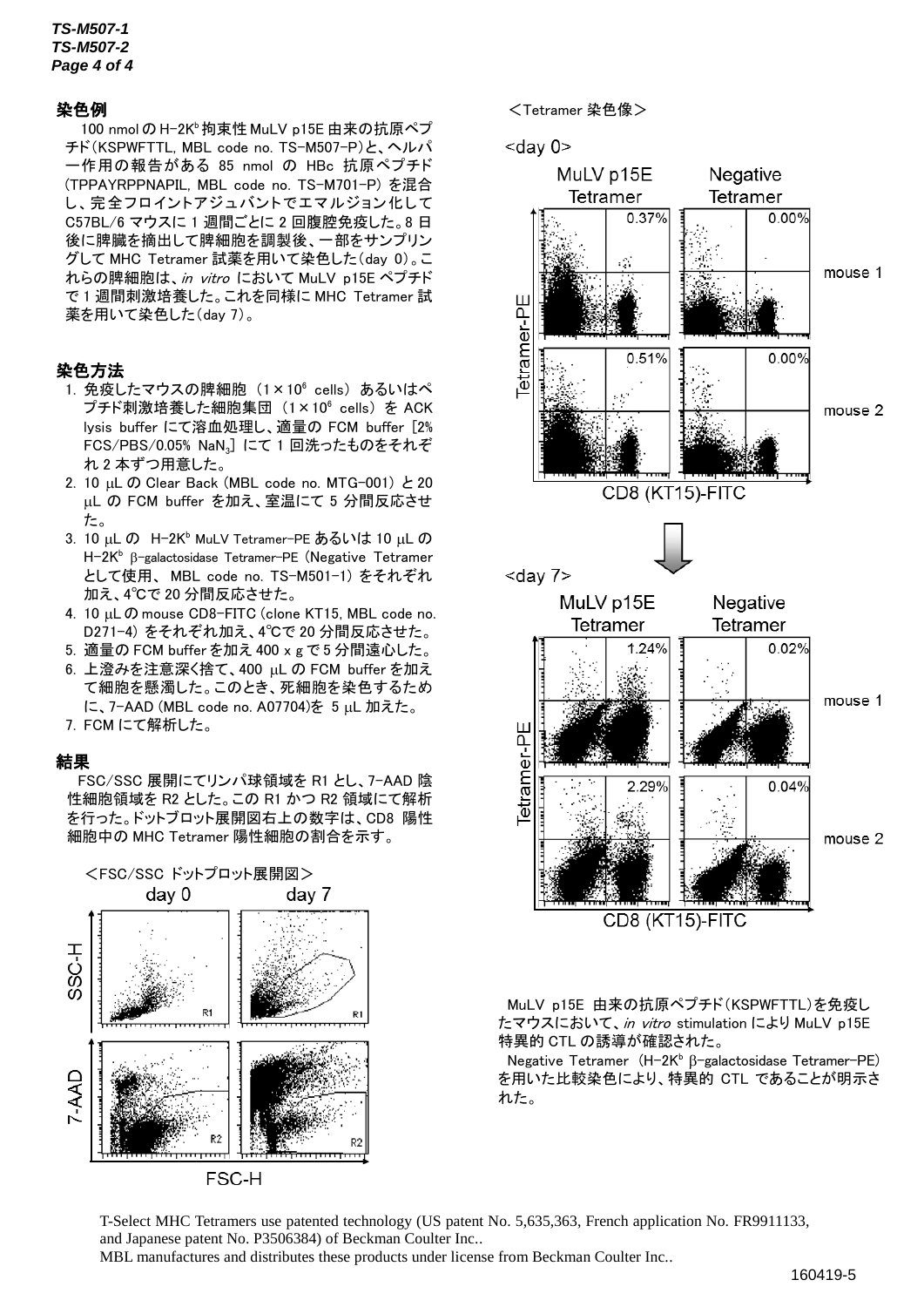## 染色例

100 nmol の H-2K$^b$ 拘束性 MuLV p15E 由来の抗原ペプチド（KSPWFTTL, MBL code no. TS-M507-P）と、ヘルパー作用の報告がある 85 nmol の HBc 抗原ペプチド（TPPAYRPPNAPIL, MBL code no. TS-M701-P）を混合し、完全フロイントアジュバントでエマルジョン化して C57BL/6 マウスに 1 週間ごとに 2 回腹腔免疫した。8 日後に脾臓を摘出して脾細胞を調製後、一部をサンプリングして MHC Tetramer 試薬を用いて染色した（day 0）。これらの脾細胞は、*in vitro* において MuLV p15E ペプチドで 1 週間刺激培養した。これを同様に MHC Tetramer 試薬を用いて染色した（day 7）。

## 染色方法

1. 免疫したマウスの脾細胞（$1\times10^6$ cells）あるいはペプチド刺激培養した細胞集団（$1\times10^6$ cells）を ACK lysis buffer にて溶血処理し、適量の FCM buffer [2% FCS/PBS/0.05% $NaN_3$] にて 1 回洗ったものをそれぞれ 2 本ずつ用意した。
2. 10 μL の Clear Back (MBL code no. MTG-001) と 20 μL の FCM buffer を加え、室温にて 5 分間反応させた。
3. 10 μL の H-2K$^b$ MuLV Tetramer-PE あるいは 10 μL の H-2K$^b$ β-galactosidase Tetramer-PE (Negative Tetramer として使用、MBL code no. TS-M501-1) をそれぞれ加え、4℃で 20 分間反応させた。
4. 10 μL の mouse CD8-FITC (clone KT15, MBL code no. D271-4) をそれぞれ加え、4℃で 20 分間反応させた。
5. 適量の FCM buffer を加え 400 x g で 5 分間遠心した。
6. 上澄みを注意深く捨て、400 μL の FCM buffer を加えて細胞を懸濁した。このとき、死細胞を染色するために、7-AAD (MBL code no. A07704)を 5 μL 加えた。
7. FCM にて解析した。

## 結果

FSC/SSC 展開にてリンパ球領域を R1 とし、7-AAD 陰性細胞領域を R2 とした。この R1 かつ R2 領域にて解析を行った。ドットブロット展開図右上の数字は、CD8 陽性細胞中の MHC Tetramer 陽性細胞の割合を示す。

＜FSC/SSC ドットプロット展開図＞

day 0　day 7

SSC-H

R1　R1

7-AAD

R2　R2

FSC-H

＜Tetramer 染色像＞

<day 0>

MuLV p15E Tetramer　Negative Tetramer

Tetramer-PE

mouse 1: 0.37%　0.00%

mouse 2: 0.51%　0.00%

CD8 (KT15)-FITC

<day 7>

MuLV p15E Tetramer　Negative Tetramer

Tetramer-PE

mouse 1: 1.24%　0.02%

mouse 2: 2.29%　0.04%

CD8 (KT15)-FITC

MuLV p15E 由来の抗原ペプチド（KSPWFTTL）を免疫したマウスにおいて、*in vitro* stimulation により MuLV p15E 特異的 CTL の誘導が確認された。

Negative Tetramer (H-2K$^b$ β-galactosidase Tetramer-PE) を用いた比較染色により、特異的 CTL であることが明示された。

T-Select MHC Tetramers use patented technology (US patent No. 5,635,363, French application No. FR9911133, and Japanese patent No. P3506384) of Beckman Coulter Inc..
MBL manufactures and distributes these products under license from Beckman Coulter Inc..

160419-5